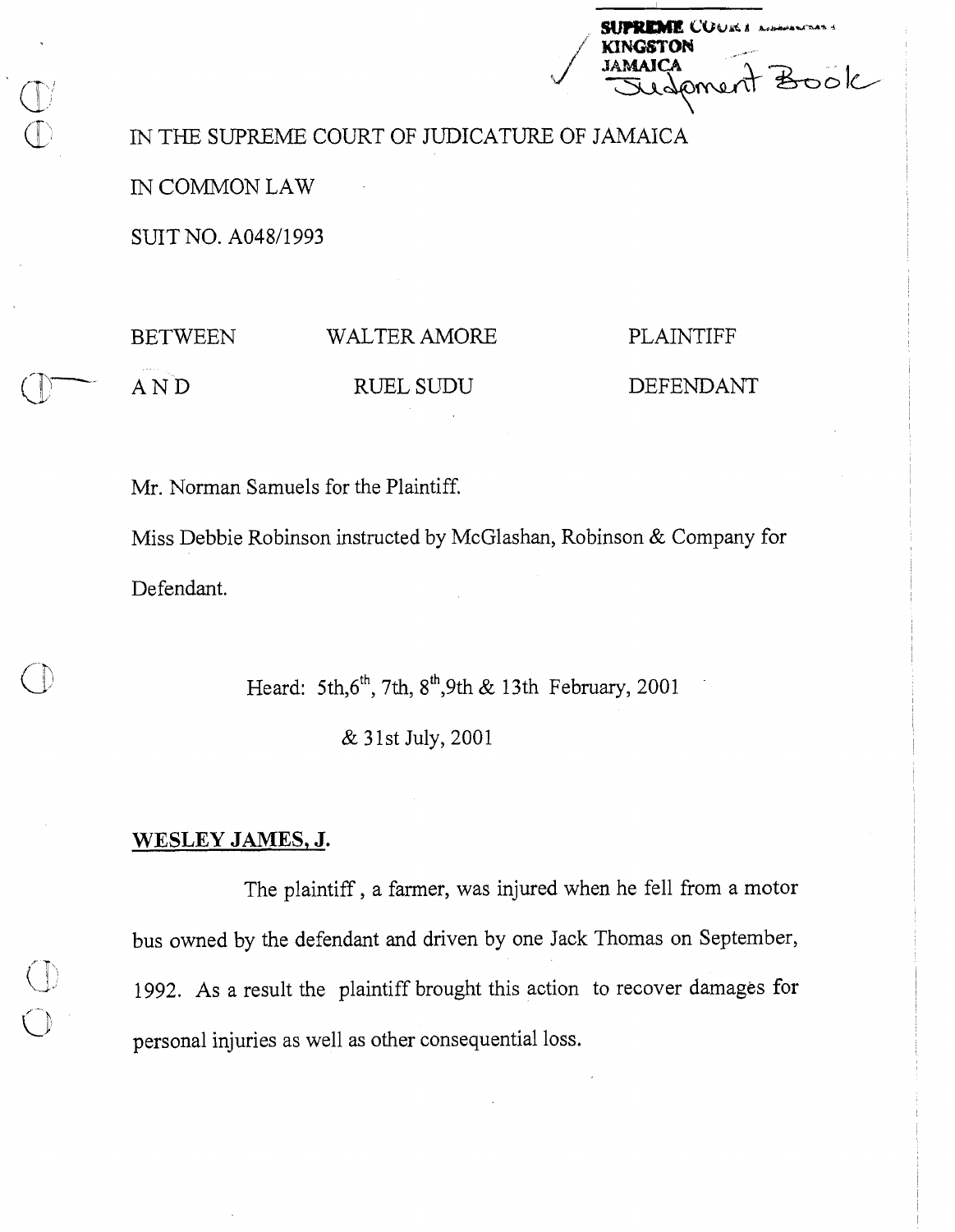SUPREME COURT LIBRARY
KINGSTON
JAMAICA
Judgment Book

IN THE SUPREME COURT OF JUDICATURE OF JAMAICA

IN COMMON LAW

SUIT NO. A048/1993

| BETWEEN | WALTER AMORE | PLAINTIFF |
|---|---|---|
| A N D | RUEL SUDU | DEFENDANT |

Mr. Norman Samuels for the Plaintiff.

Miss Debbie Robinson instructed by McGlashan, Robinson & Company for Defendant.

Heard: 5th, 6th, 7th, 8th, 9th & 13th February, 2001

& 31st July, 2001

**WESLEY JAMES, J.**

The plaintiff, a farmer, was injured when he fell from a motor bus owned by the defendant and driven by one Jack Thomas on September, 1992. As a result the plaintiff brought this action to recover damages for personal injuries as well as other consequential loss.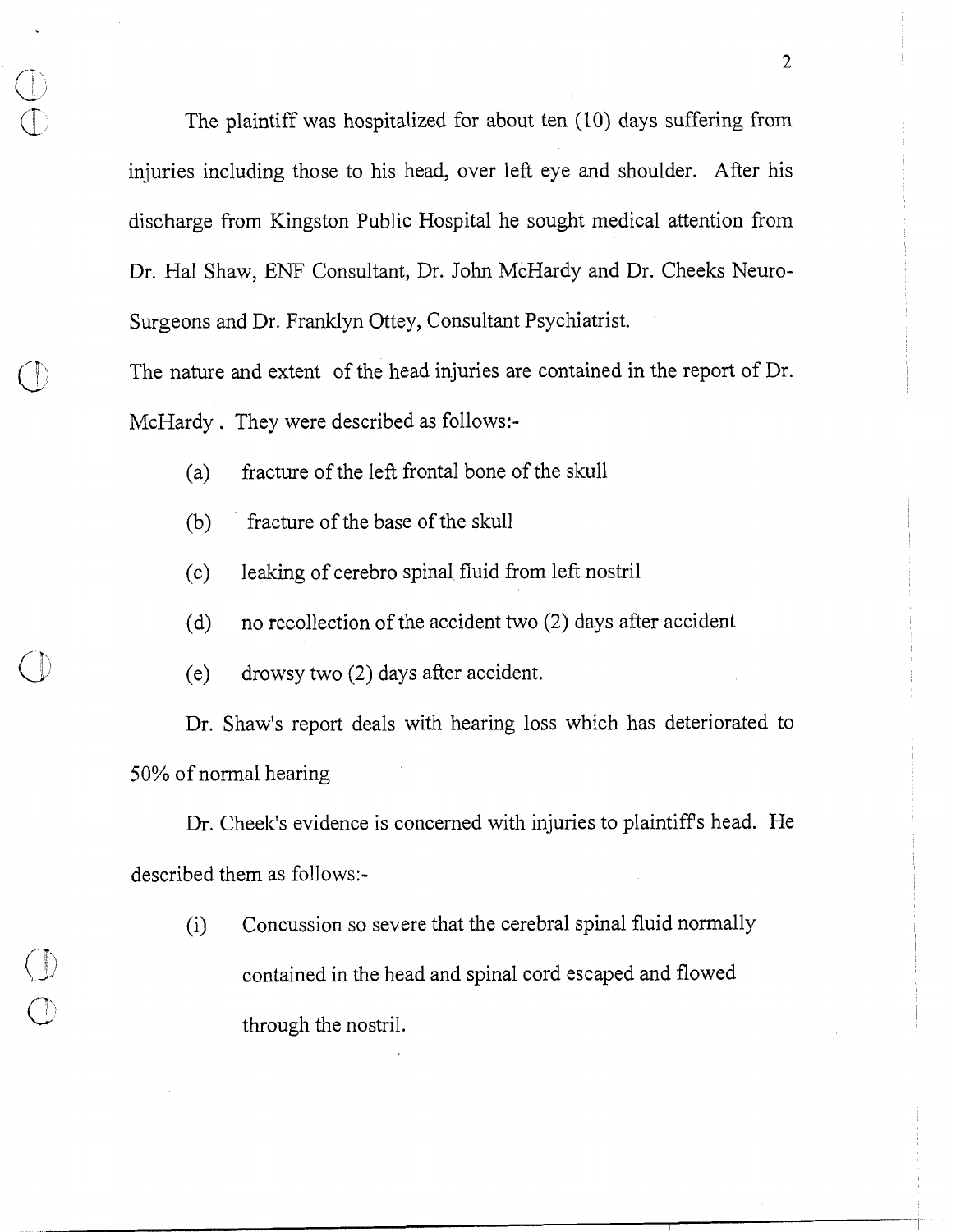The plaintiff was hospitalized for about ten (10) days suffering from injuries including those to his head, over left eye and shoulder. After his discharge from Kingston Public Hospital he sought medical attention from Dr. Hal Shaw, ENF Consultant, Dr. John McHardy and Dr. Cheeks Neuro-Surgeons and Dr. Franklyn Ottey, Consultant Psychiatrist.

The nature and extent of the head injuries are contained in the report of Dr. McHardy. They were described as follows:-

(a) fracture of the left frontal bone of the skull

(b) fracture of the base of the skull

(c) leaking of cerebro spinal fluid from left nostril

(d) no recollection of the accident two (2) days after accident

(e) drowsy two (2) days after accident.

Dr. Shaw's report deals with hearing loss which has deteriorated to 50% of normal hearing

Dr. Cheek's evidence is concerned with injuries to plaintiff's head. He described them as follows:-

(i) Concussion so severe that the cerebral spinal fluid normally contained in the head and spinal cord escaped and flowed through the nostril.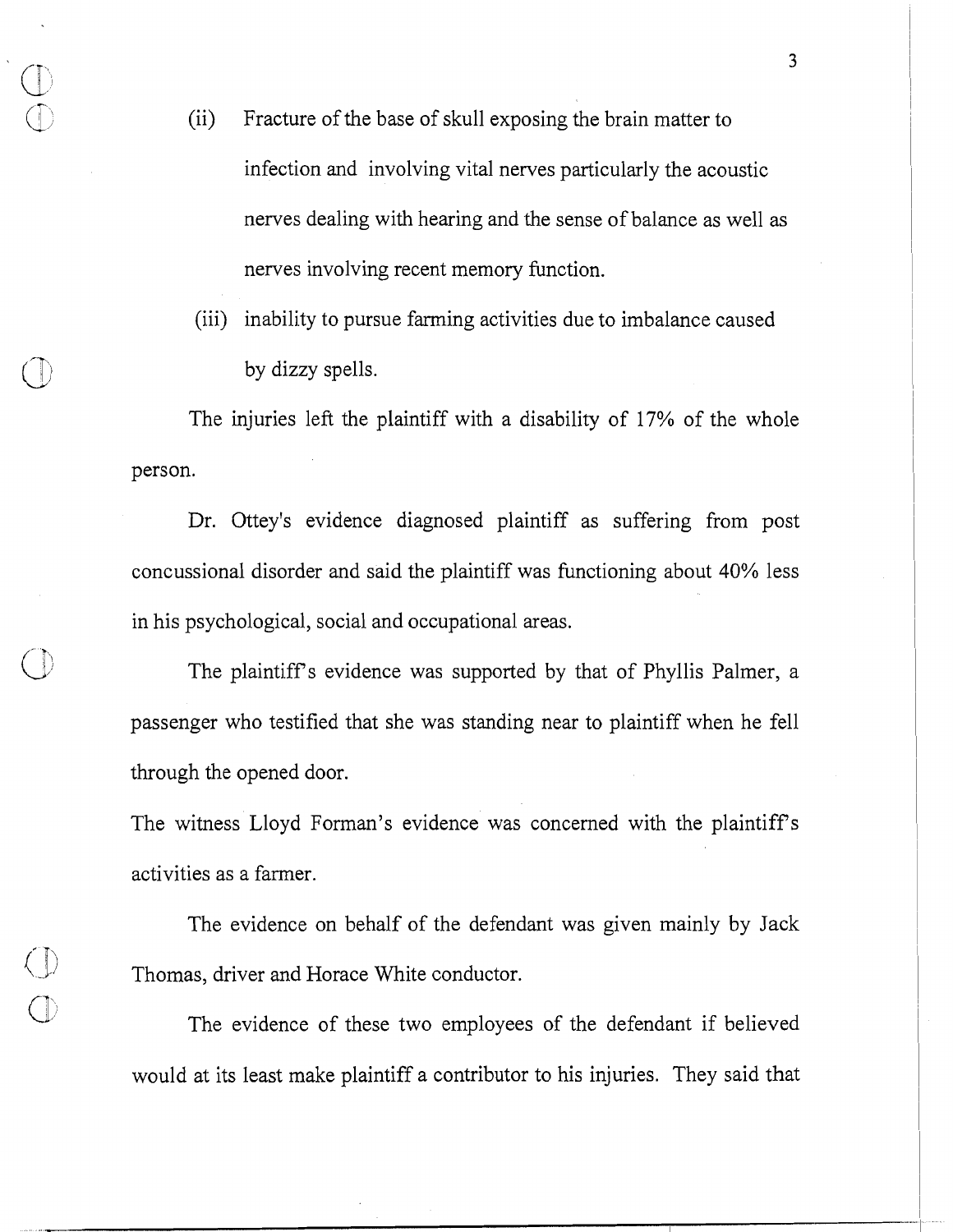(ii) Fracture of the base of skull exposing the brain matter to infection and involving vital nerves particularly the acoustic nerves dealing with hearing and the sense of balance as well as nerves involving recent memory function.

(iii) inability to pursue farming activities due to imbalance caused by dizzy spells.

The injuries left the plaintiff with a disability of 17% of the whole person.

Dr. Ottey's evidence diagnosed plaintiff as suffering from post concussional disorder and said the plaintiff was functioning about 40% less in his psychological, social and occupational areas.

The plaintiff's evidence was supported by that of Phyllis Palmer, a passenger who testified that she was standing near to plaintiff when he fell through the opened door.

The witness Lloyd Forman's evidence was concerned with the plaintiff's activities as a farmer.

The evidence on behalf of the defendant was given mainly by Jack Thomas, driver and Horace White conductor.

The evidence of these two employees of the defendant if believed would at its least make plaintiff a contributor to his injuries. They said that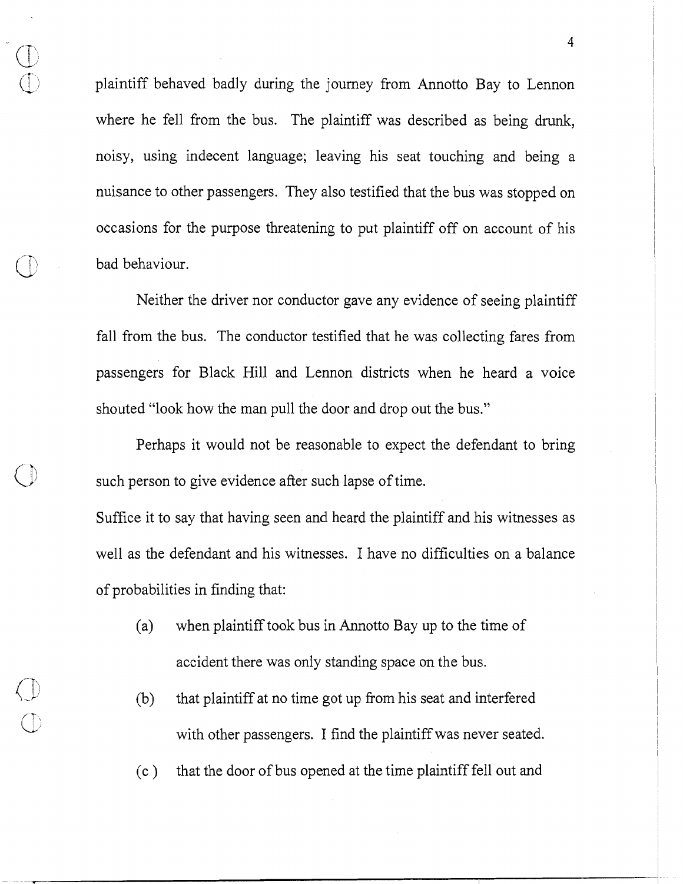plaintiff behaved badly during the journey from Annotto Bay to Lennon where he fell from the bus. The plaintiff was described as being drunk, noisy, using indecent language; leaving his seat touching and being a nuisance to other passengers. They also testified that the bus was stopped on occasions for the purpose threatening to put plaintiff off on account of his bad behaviour.

Neither the driver nor conductor gave any evidence of seeing plaintiff fall from the bus. The conductor testified that he was collecting fares from passengers for Black Hill and Lennon districts when he heard a voice shouted "look how the man pull the door and drop out the bus."

Perhaps it would not be reasonable to expect the defendant to bring such person to give evidence after such lapse of time.

Suffice it to say that having seen and heard the plaintiff and his witnesses as well as the defendant and his witnesses. I have no difficulties on a balance of probabilities in finding that:

(a) when plaintiff took bus in Annotto Bay up to the time of accident there was only standing space on the bus.

(b) that plaintiff at no time got up from his seat and interfered with other passengers. I find the plaintiff was never seated.

(c ) that the door of bus opened at the time plaintiff fell out and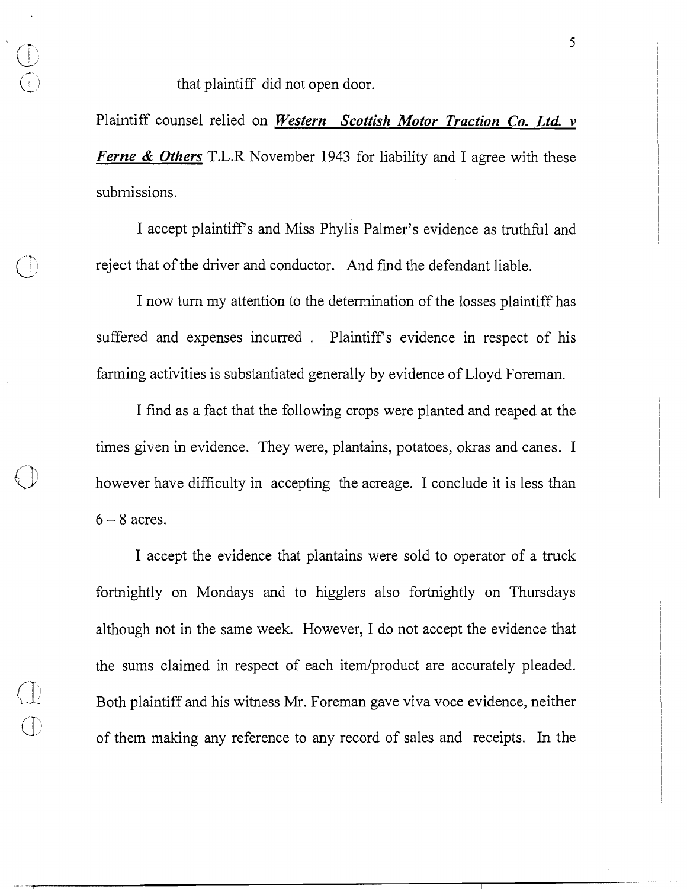that plaintiff did not open door.

Plaintiff counsel relied on ***Western Scottish Motor Traction Co. Ltd. v Ferne & Others*** T.L.R November 1943 for liability and I agree with these submissions.

I accept plaintiff's and Miss Phylis Palmer's evidence as truthful and reject that of the driver and conductor. And find the defendant liable.

I now turn my attention to the determination of the losses plaintiff has suffered and expenses incurred . Plaintiff's evidence in respect of his farming activities is substantiated generally by evidence of Lloyd Foreman.

I find as a fact that the following crops were planted and reaped at the times given in evidence. They were, plantains, potatoes, okras and canes. I however have difficulty in accepting the acreage. I conclude it is less than 6 – 8 acres.

I accept the evidence that plantains were sold to operator of a truck fortnightly on Mondays and to higglers also fortnightly on Thursdays although not in the same week. However, I do not accept the evidence that the sums claimed in respect of each item/product are accurately pleaded. Both plaintiff and his witness Mr. Foreman gave viva voce evidence, neither of them making any reference to any record of sales and receipts. In the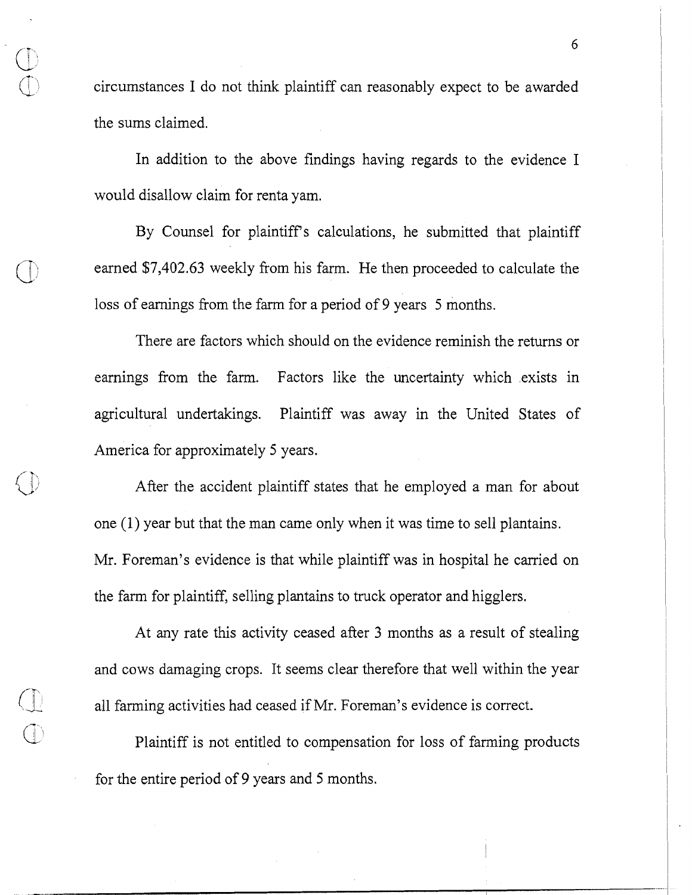circumstances I do not think plaintiff can reasonably expect to be awarded the sums claimed.

In addition to the above findings having regards to the evidence I would disallow claim for renta yam.

By Counsel for plaintiff's calculations, he submitted that plaintiff earned $7,402.63 weekly from his farm. He then proceeded to calculate the loss of earnings from the farm for a period of 9 years 5 months.

There are factors which should on the evidence reminish the returns or earnings from the farm. Factors like the uncertainty which exists in agricultural undertakings. Plaintiff was away in the United States of America for approximately 5 years.

After the accident plaintiff states that he employed a man for about one (1) year but that the man came only when it was time to sell plantains. Mr. Foreman's evidence is that while plaintiff was in hospital he carried on the farm for plaintiff, selling plantains to truck operator and higglers.

At any rate this activity ceased after 3 months as a result of stealing and cows damaging crops. It seems clear therefore that well within the year all farming activities had ceased if Mr. Foreman's evidence is correct.

Plaintiff is not entitled to compensation for loss of farming products for the entire period of 9 years and 5 months.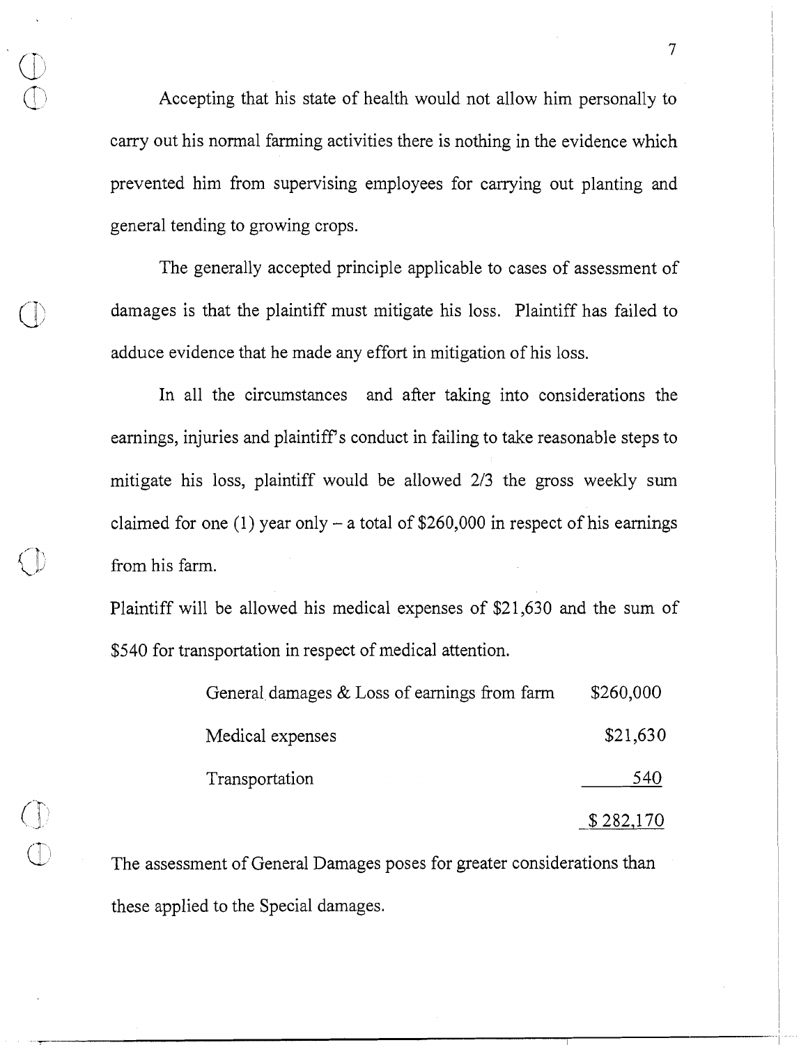Accepting that his state of health would not allow him personally to carry out his normal farming activities there is nothing in the evidence which prevented him from supervising employees for carrying out planting and general tending to growing crops.

The generally accepted principle applicable to cases of assessment of damages is that the plaintiff must mitigate his loss. Plaintiff has failed to adduce evidence that he made any effort in mitigation of his loss.

In all the circumstances and after taking into considerations the earnings, injuries and plaintiff's conduct in failing to take reasonable steps to mitigate his loss, plaintiff would be allowed 2/3 the gross weekly sum claimed for one (1) year only – a total of $260,000 in respect of his earnings from his farm.

Plaintiff will be allowed his medical expenses of $21,630 and the sum of $540 for transportation in respect of medical attention.

| | |
|---|---|
| General damages & Loss of earnings from farm | $260,000 |
| Medical expenses | $21,630 |
| Transportation | 540 |
| | $ 282,170 |

The assessment of General Damages poses for greater considerations than these applied to the Special damages.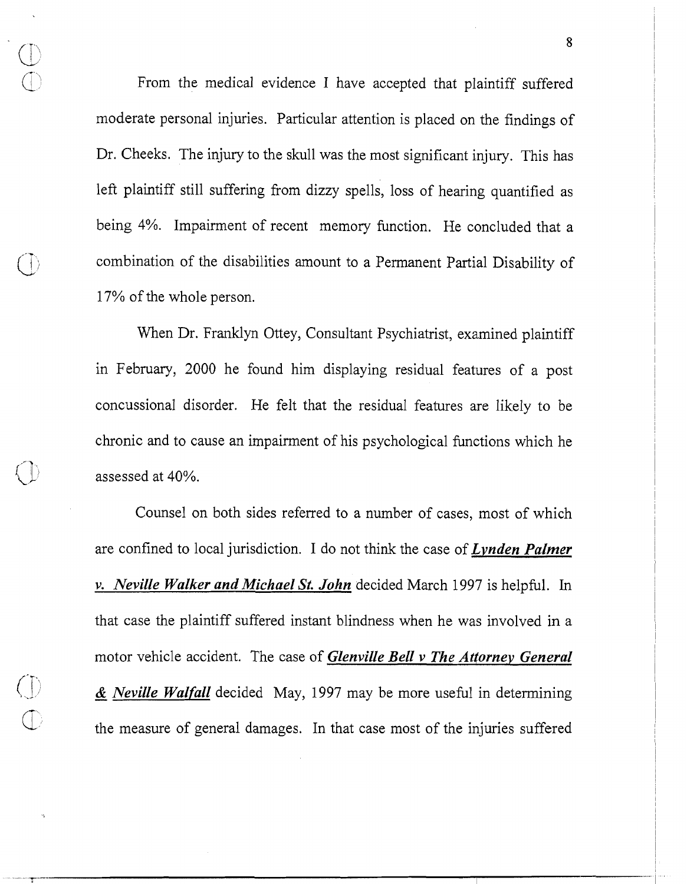From the medical evidence I have accepted that plaintiff suffered moderate personal injuries. Particular attention is placed on the findings of Dr. Cheeks. The injury to the skull was the most significant injury. This has left plaintiff still suffering from dizzy spells, loss of hearing quantified as being 4%. Impairment of recent memory function. He concluded that a combination of the disabilities amount to a Permanent Partial Disability of 17% of the whole person.

When Dr. Franklyn Ottey, Consultant Psychiatrist, examined plaintiff in February, 2000 he found him displaying residual features of a post concussional disorder. He felt that the residual features are likely to be chronic and to cause an impairment of his psychological functions which he assessed at 40%.

Counsel on both sides referred to a number of cases, most of which are confined to local jurisdiction. I do not think the case of ***Lynden Palmer v. Neville Walker and Michael St. John*** decided March 1997 is helpful. In that case the plaintiff suffered instant blindness when he was involved in a motor vehicle accident. The case of ***Glenville Bell v The Attorney General & Neville Walfall*** decided May, 1997 may be more useful in determining the measure of general damages. In that case most of the injuries suffered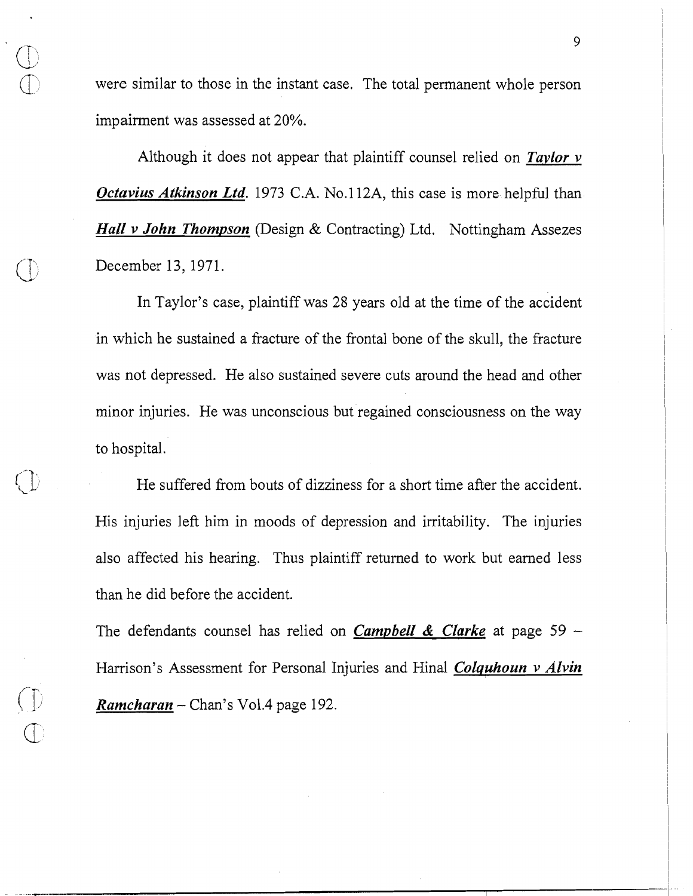were similar to those in the instant case. The total permanent whole person impairment was assessed at 20%.

Although it does not appear that plaintiff counsel relied on ***Taylor v Octavius Atkinson Ltd.*** 1973 C.A. No.112A, this case is more helpful than ***Hall v John Thompson*** (Design & Contracting) Ltd. Nottingham Assezes December 13, 1971.

In Taylor's case, plaintiff was 28 years old at the time of the accident in which he sustained a fracture of the frontal bone of the skull, the fracture was not depressed. He also sustained severe cuts around the head and other minor injuries. He was unconscious but regained consciousness on the way to hospital.

He suffered from bouts of dizziness for a short time after the accident. His injuries left him in moods of depression and irritability. The injuries also affected his hearing. Thus plaintiff returned to work but earned less than he did before the accident.

The defendants counsel has relied on ***Campbell & Clarke*** at page 59 – Harrison's Assessment for Personal Injuries and Hinal ***Colquhoun v Alvin Ramcharan*** – Chan's Vol.4 page 192.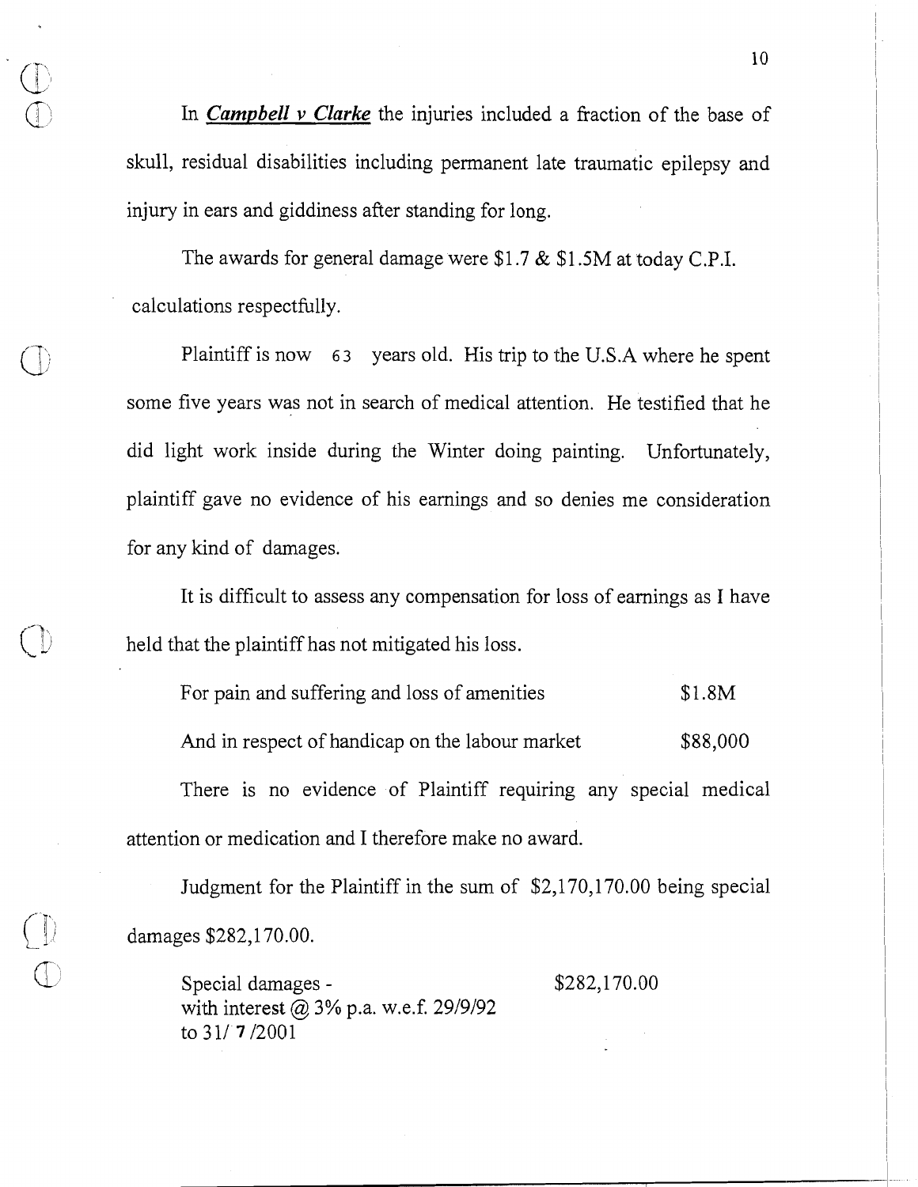In ***Campbell v Clarke*** the injuries included a fraction of the base of skull, residual disabilities including permanent late traumatic epilepsy and injury in ears and giddiness after standing for long.

The awards for general damage were $1.7 & $1.5M at today C.P.I. calculations respectfully.

Plaintiff is now 63 years old. His trip to the U.S.A where he spent some five years was not in search of medical attention. He testified that he did light work inside during the Winter doing painting. Unfortunately, plaintiff gave no evidence of his earnings and so denies me consideration for any kind of damages.

It is difficult to assess any compensation for loss of earnings as I have held that the plaintiff has not mitigated his loss.

For pain and suffering and loss of amenities $1.8M

And in respect of handicap on the labour market $88,000

There is no evidence of Plaintiff requiring any special medical attention or medication and I therefore make no award.

Judgment for the Plaintiff in the sum of $2,170,170.00 being special damages $282,170.00.

Special damages - $282,170.00
with interest @ 3% p.a. w.e.f. 29/9/92
to 31/ 7 /2001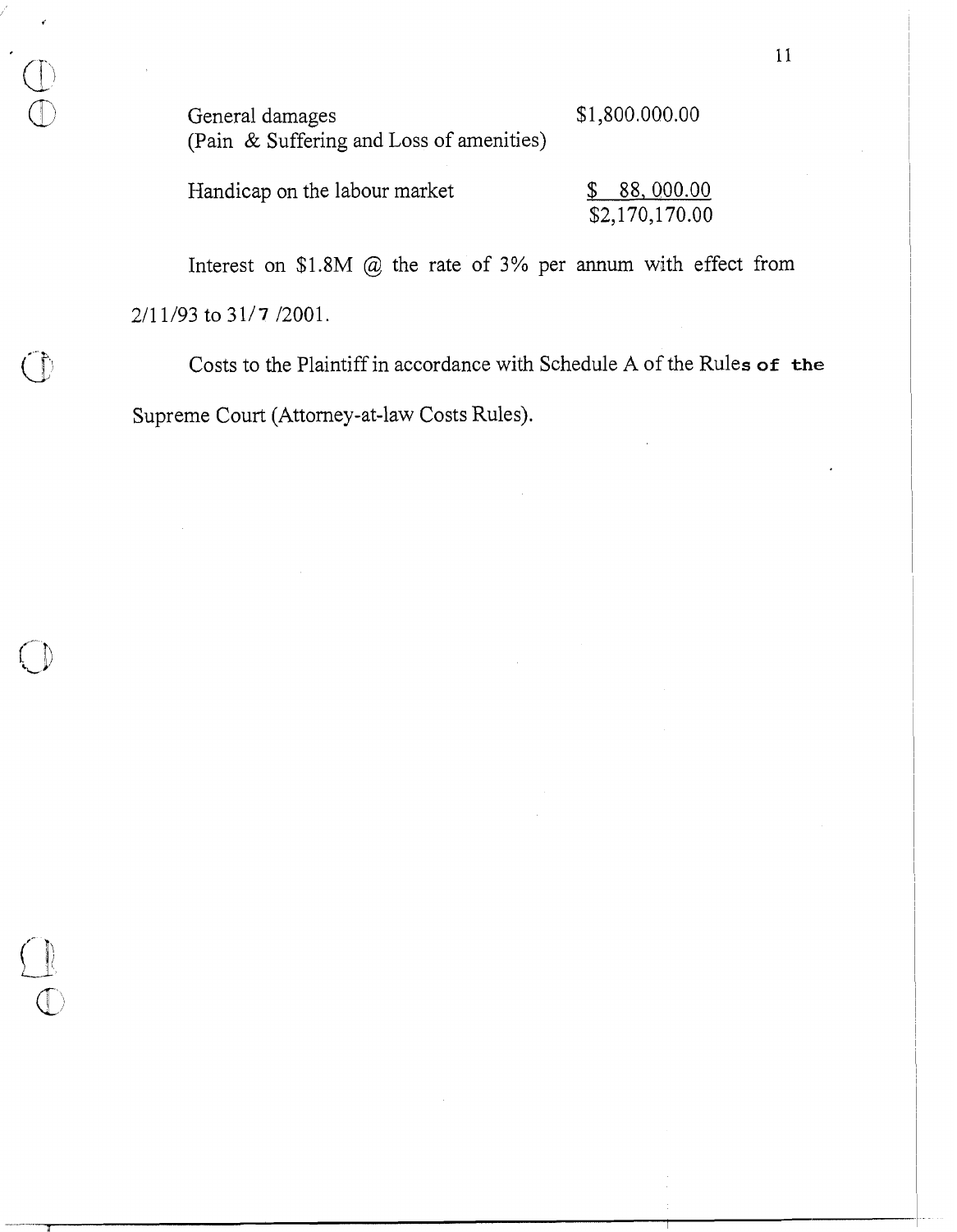| | |
|---|---|
| General damages<br>(Pain & Suffering and Loss of amenities) | $1,800.000.00 |
| Handicap on the labour market | $ 88, 000.00 |
| | $2,170,170.00 |

Interest on $1.8M @ the rate of 3% per annum with effect from 2/11/93 to 31/7 /2001.

Costs to the Plaintiff in accordance with Schedule A of the Rules of the Supreme Court (Attorney-at-law Costs Rules).